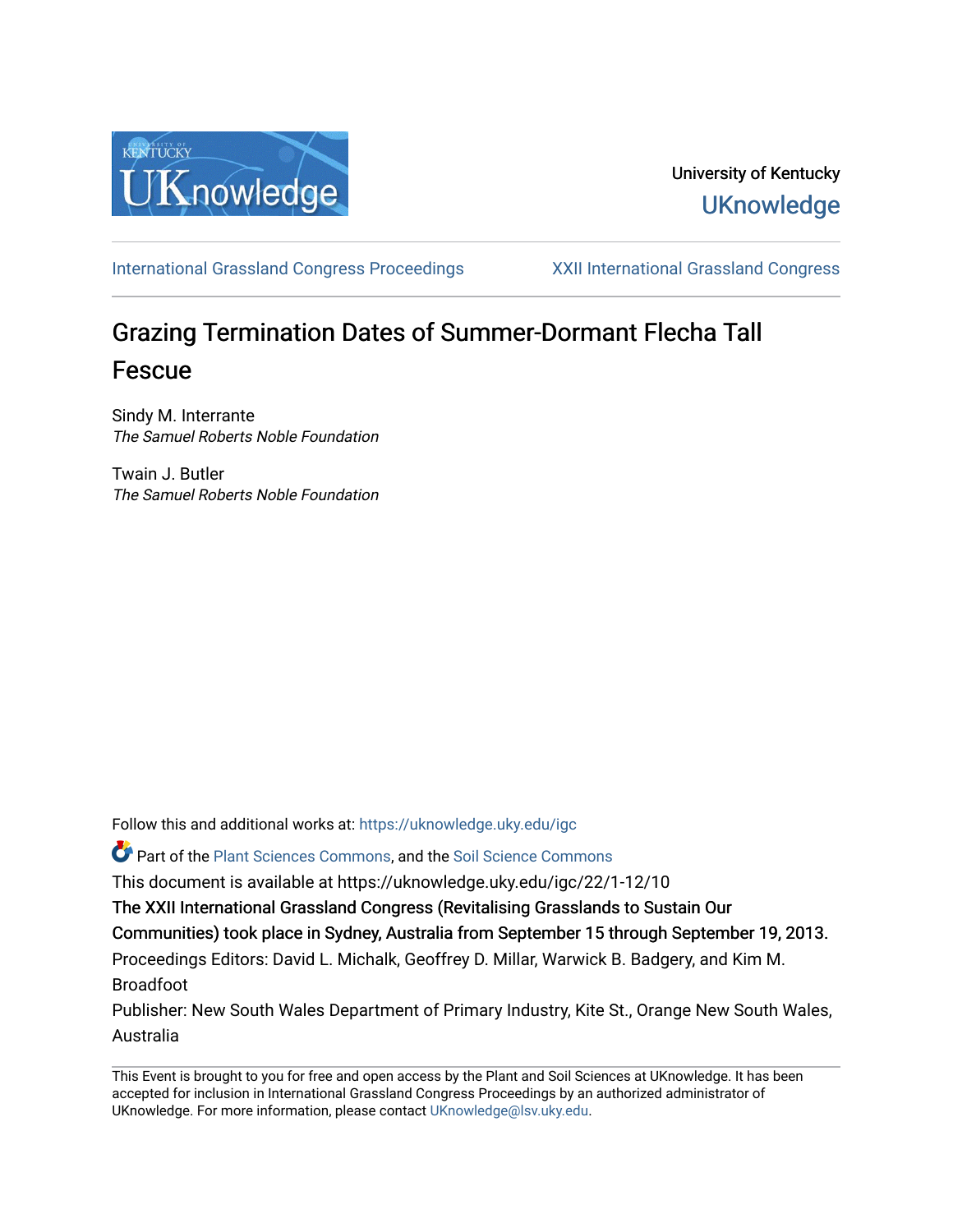University of Kentucky

UKnowledge

International Grassland Congress Proceedings | XXII International Grassland Congress

# Grazing Termination Dates of Summer-Dormant Flecha Tall Fescue

Sindy M. Interrante
*The Samuel Roberts Noble Foundation*

Twain J. Butler
*The Samuel Roberts Noble Foundation*

Follow this and additional works at: https://uknowledge.uky.edu/igc

Part of the Plant Sciences Commons, and the Soil Science Commons

This document is available at https://uknowledge.uky.edu/igc/22/1-12/10

The XXII International Grassland Congress (Revitalising Grasslands to Sustain Our Communities) took place in Sydney, Australia from September 15 through September 19, 2013.

Proceedings Editors: David L. Michalk, Geoffrey D. Millar, Warwick B. Badgery, and Kim M. Broadfoot

Publisher: New South Wales Department of Primary Industry, Kite St., Orange New South Wales, Australia

This Event is brought to you for free and open access by the Plant and Soil Sciences at UKnowledge. It has been accepted for inclusion in International Grassland Congress Proceedings by an authorized administrator of UKnowledge. For more information, please contact UKnowledge@lsv.uky.edu.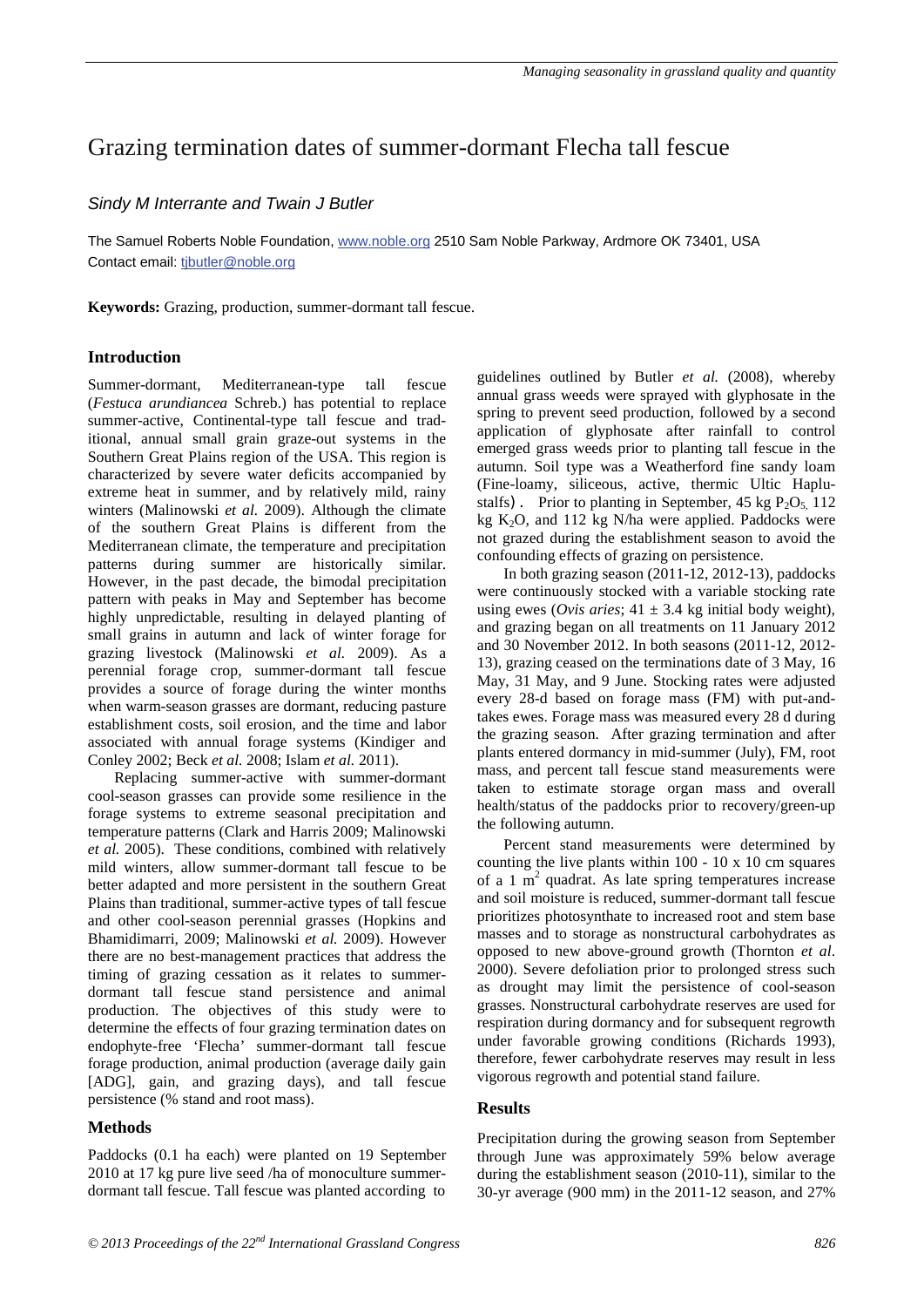# Grazing termination dates of summer-dormant Flecha tall fescue

*Sindy M Interrante and Twain J Butler*

The Samuel Roberts Noble Foundation, www.noble.org 2510 Sam Noble Parkway, Ardmore OK 73401, USA
Contact email: tjbutler@noble.org

**Keywords:** Grazing, production, summer-dormant tall fescue.

## Introduction

Summer-dormant, Mediterranean-type tall fescue (*Festuca arundiancea* Schreb.) has potential to replace summer-active, Continental-type tall fescue and traditional, annual small grain graze-out systems in the Southern Great Plains region of the USA. This region is characterized by severe water deficits accompanied by extreme heat in summer, and by relatively mild, rainy winters (Malinowski *et al.* 2009). Although the climate of the southern Great Plains is different from the Mediterranean climate, the temperature and precipitation patterns during summer are historically similar. However, in the past decade, the bimodal precipitation pattern with peaks in May and September has become highly unpredictable, resulting in delayed planting of small grains in autumn and lack of winter forage for grazing livestock (Malinowski *et al.* 2009). As a perennial forage crop, summer-dormant tall fescue provides a source of forage during the winter months when warm-season grasses are dormant, reducing pasture establishment costs, soil erosion, and the time and labor associated with annual forage systems (Kindiger and Conley 2002; Beck *et al.* 2008; Islam *et al.* 2011).

Replacing summer-active with summer-dormant cool-season grasses can provide some resilience in the forage systems to extreme seasonal precipitation and temperature patterns (Clark and Harris 2009; Malinowski *et al.* 2005). These conditions, combined with relatively mild winters, allow summer-dormant tall fescue to be better adapted and more persistent in the southern Great Plains than traditional, summer-active types of tall fescue and other cool-season perennial grasses (Hopkins and Bhamidimarri, 2009; Malinowski *et al.* 2009). However there are no best-management practices that address the timing of grazing cessation as it relates to summer-dormant tall fescue stand persistence and animal production. The objectives of this study were to determine the effects of four grazing termination dates on endophyte-free 'Flecha' summer-dormant tall fescue forage production, animal production (average daily gain [ADG], gain, and grazing days), and tall fescue persistence (% stand and root mass).

## Methods

Paddocks (0.1 ha each) were planted on 19 September 2010 at 17 kg pure live seed /ha of monoculture summer-dormant tall fescue. Tall fescue was planted according to guidelines outlined by Butler *et al.* (2008), whereby annual grass weeds were sprayed with glyphosate in the spring to prevent seed production, followed by a second application of glyphosate after rainfall to control emerged grass weeds prior to planting tall fescue in the autumn. Soil type was a Weatherford fine sandy loam (Fine-loamy, siliceous, active, thermic Ultic Haplustalfs). Prior to planting in September, 45 kg $P_2O_5$, 112 kg $K_2O$, and 112 kg N/ha were applied. Paddocks were not grazed during the establishment season to avoid the confounding effects of grazing on persistence.

In both grazing season (2011-12, 2012-13), paddocks were continuously stocked with a variable stocking rate using ewes (*Ovis aries*; 41 ± 3.4 kg initial body weight), and grazing began on all treatments on 11 January 2012 and 30 November 2012. In both seasons (2011-12, 2012-13), grazing ceased on the terminations date of 3 May, 16 May, 31 May, and 9 June. Stocking rates were adjusted every 28-d based on forage mass (FM) with put-and-takes ewes. Forage mass was measured every 28 d during the grazing season. After grazing termination and after plants entered dormancy in mid-summer (July), FM, root mass, and percent tall fescue stand measurements were taken to estimate storage organ mass and overall health/status of the paddocks prior to recovery/green-up the following autumn.

Percent stand measurements were determined by counting the live plants within 100 - 10 x 10 cm squares of a 1 $m^2$ quadrat. As late spring temperatures increase and soil moisture is reduced, summer-dormant tall fescue prioritizes photosynthate to increased root and stem base masses and to storage as nonstructural carbohydrates as opposed to new above-ground growth (Thornton *et al.* 2000). Severe defoliation prior to prolonged stress such as drought may limit the persistence of cool-season grasses. Nonstructural carbohydrate reserves are used for respiration during dormancy and for subsequent regrowth under favorable growing conditions (Richards 1993), therefore, fewer carbohydrate reserves may result in less vigorous regrowth and potential stand failure.

## Results

Precipitation during the growing season from September through June was approximately 59% below average during the establishment season (2010-11), similar to the 30-yr average (900 mm) in the 2011-12 season, and 27%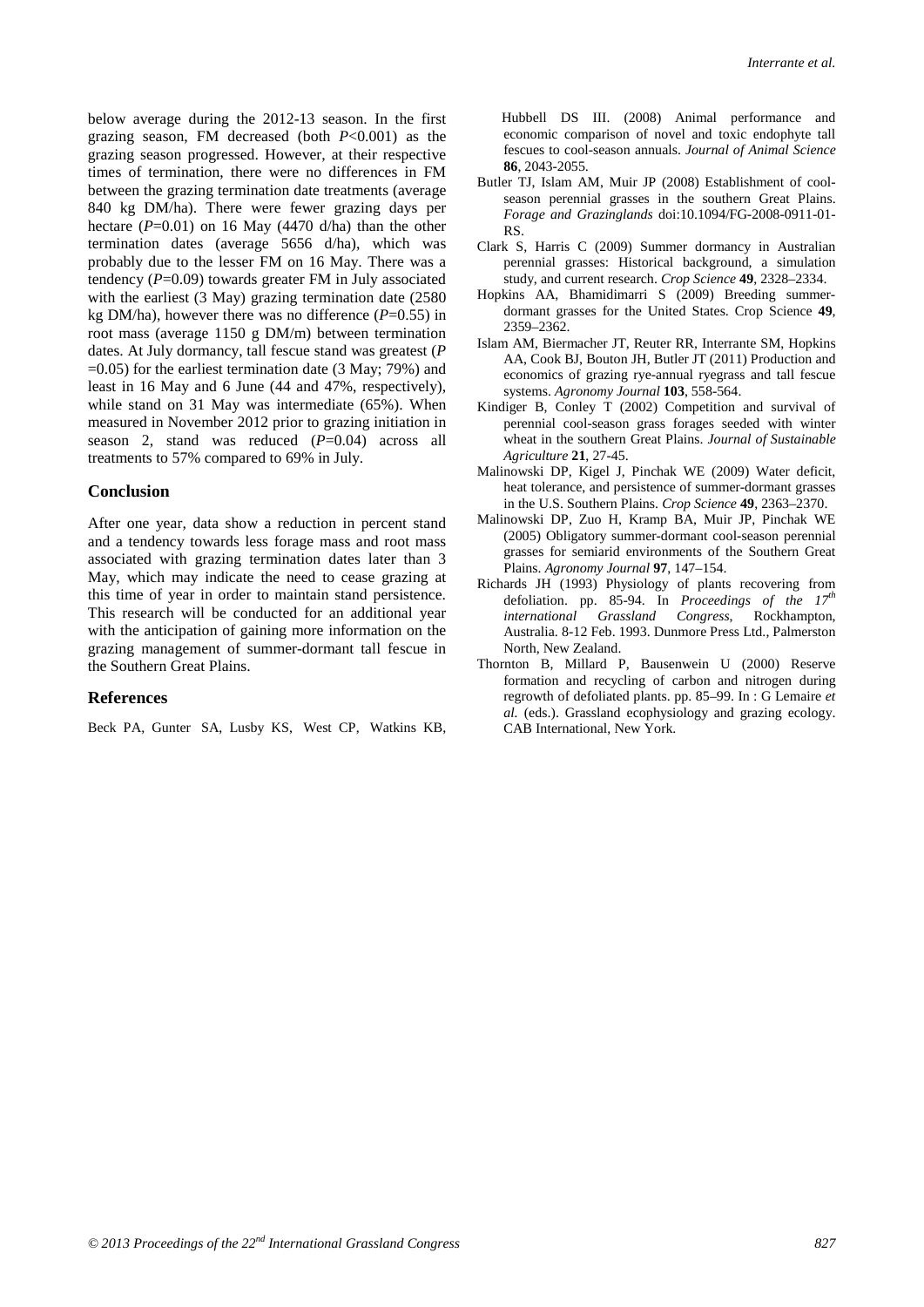below average during the 2012-13 season. In the first grazing season, FM decreased (both $P<0.001$) as the grazing season progressed. However, at their respective times of termination, there were no differences in FM between the grazing termination date treatments (average 840 kg DM/ha). There were fewer grazing days per hectare ($P=0.01$) on 16 May (4470 d/ha) than the other termination dates (average 5656 d/ha), which was probably due to the lesser FM on 16 May. There was a tendency ($P=0.09$) towards greater FM in July associated with the earliest (3 May) grazing termination date (2580 kg DM/ha), however there was no difference ($P=0.55$) in root mass (average 1150 g DM/m) between termination dates. At July dormancy, tall fescue stand was greatest ($P=0.05$) for the earliest termination date (3 May; 79%) and least in 16 May and 6 June (44 and 47%, respectively), while stand on 31 May was intermediate (65%). When measured in November 2012 prior to grazing initiation in season 2, stand was reduced ($P=0.04$) across all treatments to 57% compared to 69% in July.

## Conclusion

After one year, data show a reduction in percent stand and a tendency towards less forage mass and root mass associated with grazing termination dates later than 3 May, which may indicate the need to cease grazing at this time of year in order to maintain stand persistence. This research will be conducted for an additional year with the anticipation of gaining more information on the grazing management of summer-dormant tall fescue in the Southern Great Plains.

## References

Beck PA, Gunter SA, Lusby KS, West CP, Watkins KB, Hubbell DS III. (2008) Animal performance and economic comparison of novel and toxic endophyte tall fescues to cool-season annuals. *Journal of Animal Science* **86**, 2043-2055.

Butler TJ, Islam AM, Muir JP (2008) Establishment of cool-season perennial grasses in the southern Great Plains. *Forage and Grazinglands* doi:10.1094/FG-2008-0911-01-RS.

Clark S, Harris C (2009) Summer dormancy in Australian perennial grasses: Historical background, a simulation study, and current research. *Crop Science* **49**, 2328–2334.

Hopkins AA, Bhamidimarri S (2009) Breeding summer-dormant grasses for the United States. Crop Science **49**, 2359–2362.

Islam AM, Biermacher JT, Reuter RR, Interrante SM, Hopkins AA, Cook BJ, Bouton JH, Butler JT (2011) Production and economics of grazing rye-annual ryegrass and tall fescue systems. *Agronomy Journal* **103**, 558-564.

Kindiger B, Conley T (2002) Competition and survival of perennial cool-season grass forages seeded with winter wheat in the southern Great Plains. *Journal of Sustainable Agriculture* **21**, 27-45.

Malinowski DP, Kigel J, Pinchak WE (2009) Water deficit, heat tolerance, and persistence of summer-dormant grasses in the U.S. Southern Plains. *Crop Science* **49**, 2363–2370.

Malinowski DP, Zuo H, Kramp BA, Muir JP, Pinchak WE (2005) Obligatory summer-dormant cool-season perennial grasses for semiarid environments of the Southern Great Plains. *Agronomy Journal* **97**, 147–154.

Richards JH (1993) Physiology of plants recovering from defoliation. pp. 85-94. In *Proceedings of the 17th international Grassland Congress*, Rockhampton, Australia. 8-12 Feb. 1993. Dunmore Press Ltd., Palmerston North, New Zealand.

Thornton B, Millard P, Bausenwein U (2000) Reserve formation and recycling of carbon and nitrogen during regrowth of defoliated plants. pp. 85–99. In : G Lemaire *et al.* (eds.). Grassland ecophysiology and grazing ecology. CAB International, New York.